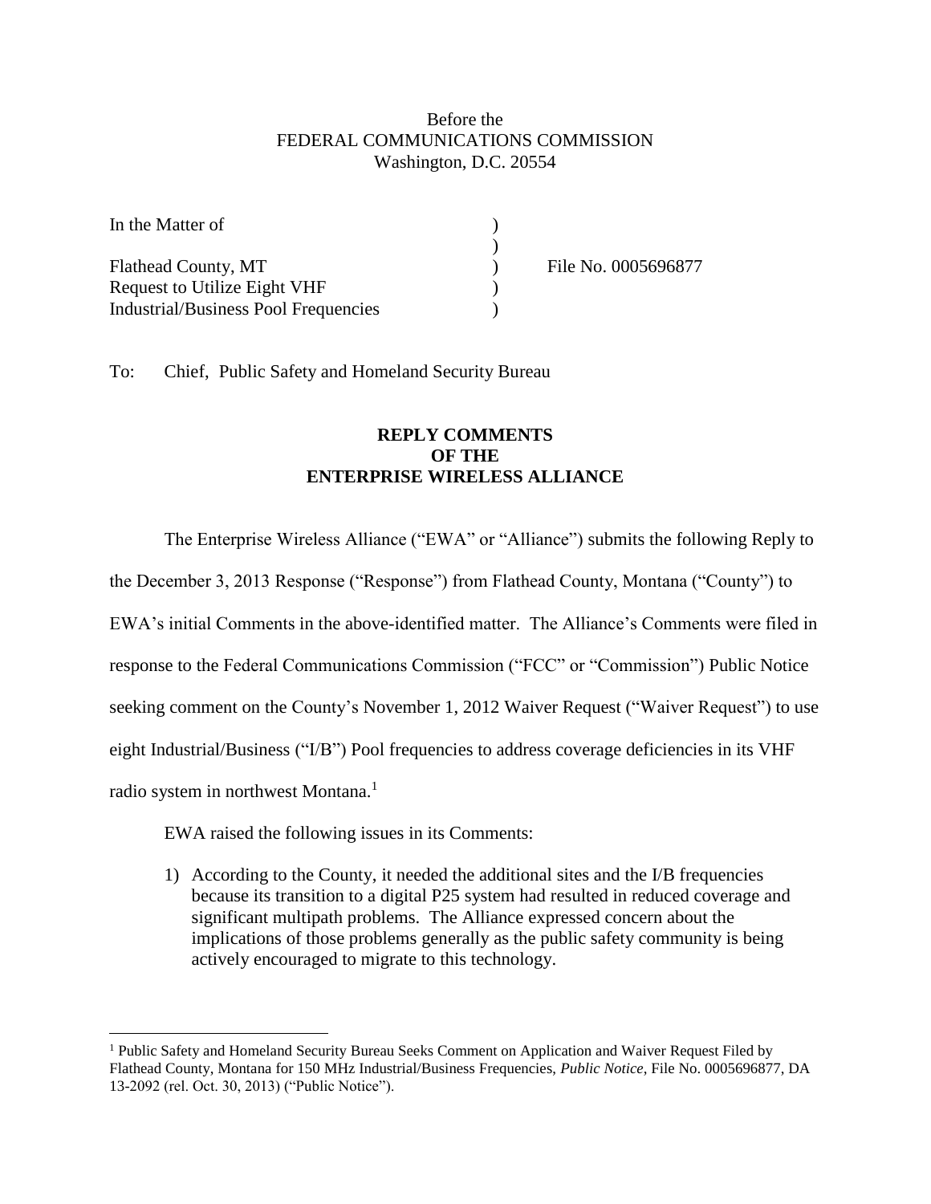Before the
FEDERAL COMMUNICATIONS COMMISSION
Washington, D.C. 20554

| | | |
|---|---|---|
| In the Matter of | ) | |
| | ) | |
| Flathead County, MT | ) | File No. 0005696877 |
| Request to Utilize Eight VHF | ) | |
| Industrial/Business Pool Frequencies | ) | |

To: Chief, Public Safety and Homeland Security Bureau

**REPLY COMMENTS**
**OF THE**
**ENTERPRISE WIRELESS ALLIANCE**

The Enterprise Wireless Alliance ("EWA" or "Alliance") submits the following Reply to the December 3, 2013 Response ("Response") from Flathead County, Montana ("County") to EWA's initial Comments in the above-identified matter. The Alliance's Comments were filed in response to the Federal Communications Commission ("FCC" or "Commission") Public Notice seeking comment on the County's November 1, 2012 Waiver Request ("Waiver Request") to use eight Industrial/Business ("I/B") Pool frequencies to address coverage deficiencies in its VHF radio system in northwest Montana.[1]

EWA raised the following issues in its Comments:

1) According to the County, it needed the additional sites and the I/B frequencies because its transition to a digital P25 system had resulted in reduced coverage and significant multipath problems. The Alliance expressed concern about the implications of those problems generally as the public safety community is being actively encouraged to migrate to this technology.

[1] Public Safety and Homeland Security Bureau Seeks Comment on Application and Waiver Request Filed by Flathead County, Montana for 150 MHz Industrial/Business Frequencies, *Public Notice*, File No. 0005696877, DA 13-2092 (rel. Oct. 30, 2013) ("Public Notice").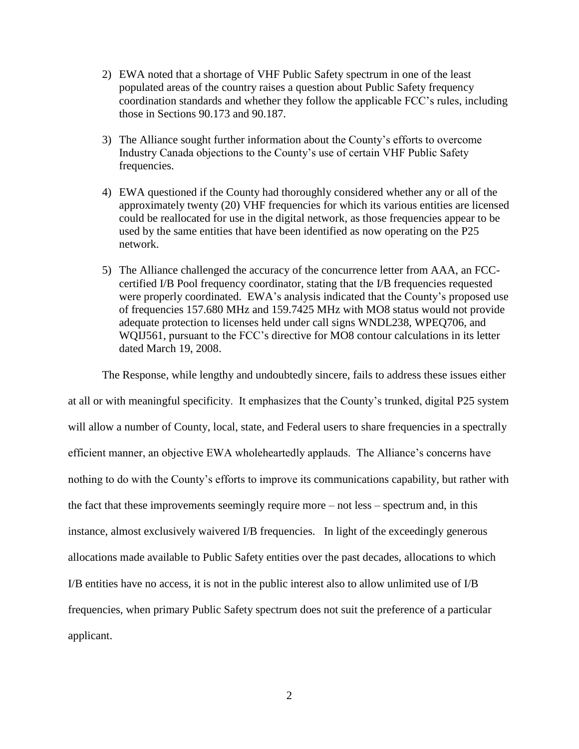2) EWA noted that a shortage of VHF Public Safety spectrum in one of the least populated areas of the country raises a question about Public Safety frequency coordination standards and whether they follow the applicable FCC's rules, including those in Sections 90.173 and 90.187.

3) The Alliance sought further information about the County's efforts to overcome Industry Canada objections to the County's use of certain VHF Public Safety frequencies.

4) EWA questioned if the County had thoroughly considered whether any or all of the approximately twenty (20) VHF frequencies for which its various entities are licensed could be reallocated for use in the digital network, as those frequencies appear to be used by the same entities that have been identified as now operating on the P25 network.

5) The Alliance challenged the accuracy of the concurrence letter from AAA, an FCC-certified I/B Pool frequency coordinator, stating that the I/B frequencies requested were properly coordinated. EWA's analysis indicated that the County's proposed use of frequencies 157.680 MHz and 159.7425 MHz with MO8 status would not provide adequate protection to licenses held under call signs WNDL238, WPEQ706, and WQIJ561, pursuant to the FCC's directive for MO8 contour calculations in its letter dated March 19, 2008.

The Response, while lengthy and undoubtedly sincere, fails to address these issues either at all or with meaningful specificity. It emphasizes that the County's trunked, digital P25 system will allow a number of County, local, state, and Federal users to share frequencies in a spectrally efficient manner, an objective EWA wholeheartedly applauds. The Alliance's concerns have nothing to do with the County's efforts to improve its communications capability, but rather with the fact that these improvements seemingly require more – not less – spectrum and, in this instance, almost exclusively waivered I/B frequencies. In light of the exceedingly generous allocations made available to Public Safety entities over the past decades, allocations to which I/B entities have no access, it is not in the public interest also to allow unlimited use of I/B frequencies, when primary Public Safety spectrum does not suit the preference of a particular applicant.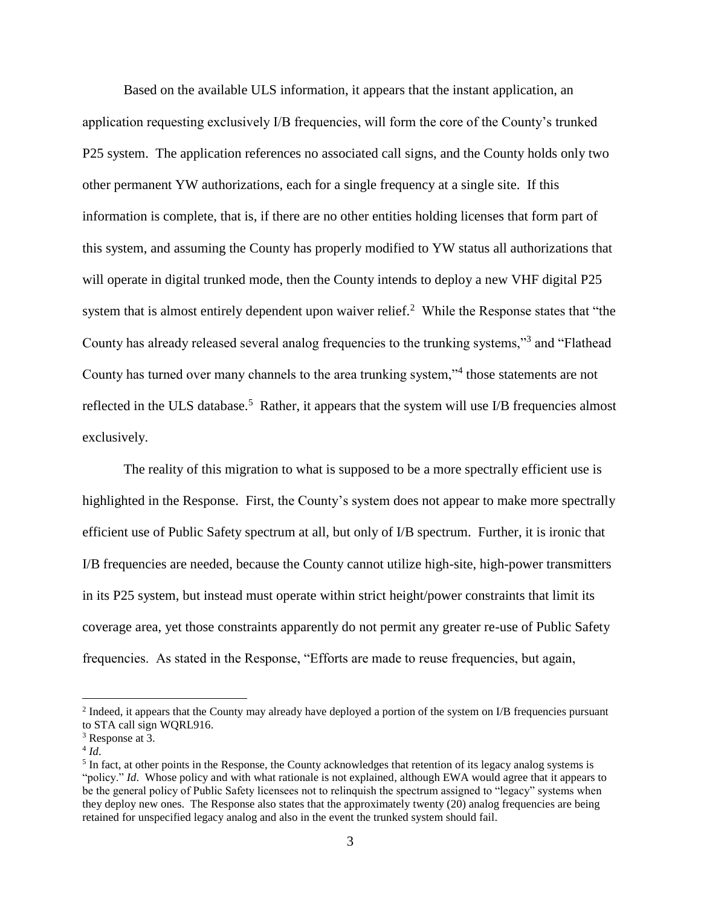Based on the available ULS information, it appears that the instant application, an application requesting exclusively I/B frequencies, will form the core of the County's trunked P25 system. The application references no associated call signs, and the County holds only two other permanent YW authorizations, each for a single frequency at a single site. If this information is complete, that is, if there are no other entities holding licenses that form part of this system, and assuming the County has properly modified to YW status all authorizations that will operate in digital trunked mode, then the County intends to deploy a new VHF digital P25 system that is almost entirely dependent upon waiver relief.[2] While the Response states that "the County has already released several analog frequencies to the trunking systems,"[3] and "Flathead County has turned over many channels to the area trunking system,"[4] those statements are not reflected in the ULS database.[5] Rather, it appears that the system will use I/B frequencies almost exclusively.

The reality of this migration to what is supposed to be a more spectrally efficient use is highlighted in the Response. First, the County's system does not appear to make more spectrally efficient use of Public Safety spectrum at all, but only of I/B spectrum. Further, it is ironic that I/B frequencies are needed, because the County cannot utilize high-site, high-power transmitters in its P25 system, but instead must operate within strict height/power constraints that limit its coverage area, yet those constraints apparently do not permit any greater re-use of Public Safety frequencies. As stated in the Response, "Efforts are made to reuse frequencies, but again,

---

[2] Indeed, it appears that the County may already have deployed a portion of the system on I/B frequencies pursuant to STA call sign WQRL916.

[3] Response at 3.

[4] *Id*.

[5] In fact, at other points in the Response, the County acknowledges that retention of its legacy analog systems is "policy." *Id*. Whose policy and with what rationale is not explained, although EWA would agree that it appears to be the general policy of Public Safety licensees not to relinquish the spectrum assigned to "legacy" systems when they deploy new ones. The Response also states that the approximately twenty (20) analog frequencies are being retained for unspecified legacy analog and also in the event the trunked system should fail.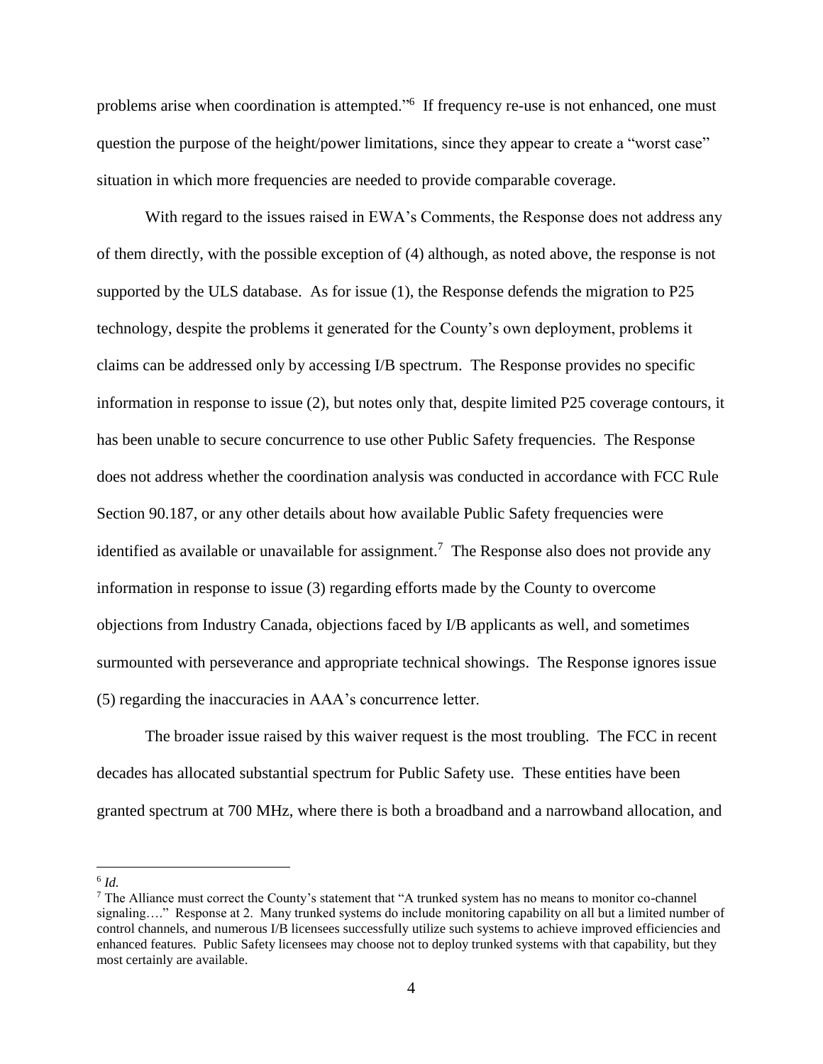problems arise when coordination is attempted."[6] If frequency re-use is not enhanced, one must question the purpose of the height/power limitations, since they appear to create a "worst case" situation in which more frequencies are needed to provide comparable coverage.

With regard to the issues raised in EWA's Comments, the Response does not address any of them directly, with the possible exception of (4) although, as noted above, the response is not supported by the ULS database. As for issue (1), the Response defends the migration to P25 technology, despite the problems it generated for the County's own deployment, problems it claims can be addressed only by accessing I/B spectrum. The Response provides no specific information in response to issue (2), but notes only that, despite limited P25 coverage contours, it has been unable to secure concurrence to use other Public Safety frequencies. The Response does not address whether the coordination analysis was conducted in accordance with FCC Rule Section 90.187, or any other details about how available Public Safety frequencies were identified as available or unavailable for assignment.[7] The Response also does not provide any information in response to issue (3) regarding efforts made by the County to overcome objections from Industry Canada, objections faced by I/B applicants as well, and sometimes surmounted with perseverance and appropriate technical showings. The Response ignores issue (5) regarding the inaccuracies in AAA's concurrence letter.

The broader issue raised by this waiver request is the most troubling. The FCC in recent decades has allocated substantial spectrum for Public Safety use. These entities have been granted spectrum at 700 MHz, where there is both a broadband and a narrowband allocation, and

---

[6] *Id.*

[7] The Alliance must correct the County's statement that "A trunked system has no means to monitor co-channel signaling…." Response at 2. Many trunked systems do include monitoring capability on all but a limited number of control channels, and numerous I/B licensees successfully utilize such systems to achieve improved efficiencies and enhanced features. Public Safety licensees may choose not to deploy trunked systems with that capability, but they most certainly are available.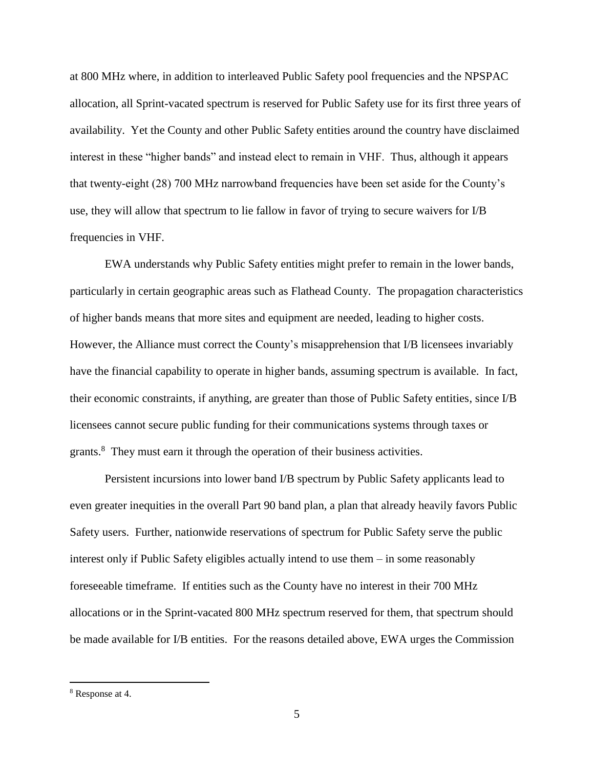at 800 MHz where, in addition to interleaved Public Safety pool frequencies and the NPSPAC allocation, all Sprint-vacated spectrum is reserved for Public Safety use for its first three years of availability. Yet the County and other Public Safety entities around the country have disclaimed interest in these "higher bands" and instead elect to remain in VHF. Thus, although it appears that twenty-eight (28) 700 MHz narrowband frequencies have been set aside for the County's use, they will allow that spectrum to lie fallow in favor of trying to secure waivers for I/B frequencies in VHF.

EWA understands why Public Safety entities might prefer to remain in the lower bands, particularly in certain geographic areas such as Flathead County. The propagation characteristics of higher bands means that more sites and equipment are needed, leading to higher costs. However, the Alliance must correct the County's misapprehension that I/B licensees invariably have the financial capability to operate in higher bands, assuming spectrum is available. In fact, their economic constraints, if anything, are greater than those of Public Safety entities, since I/B licensees cannot secure public funding for their communications systems through taxes or grants.[8] They must earn it through the operation of their business activities.

Persistent incursions into lower band I/B spectrum by Public Safety applicants lead to even greater inequities in the overall Part 90 band plan, a plan that already heavily favors Public Safety users. Further, nationwide reservations of spectrum for Public Safety serve the public interest only if Public Safety eligibles actually intend to use them – in some reasonably foreseeable timeframe. If entities such as the County have no interest in their 700 MHz allocations or in the Sprint-vacated 800 MHz spectrum reserved for them, that spectrum should be made available for I/B entities. For the reasons detailed above, EWA urges the Commission

[8] Response at 4.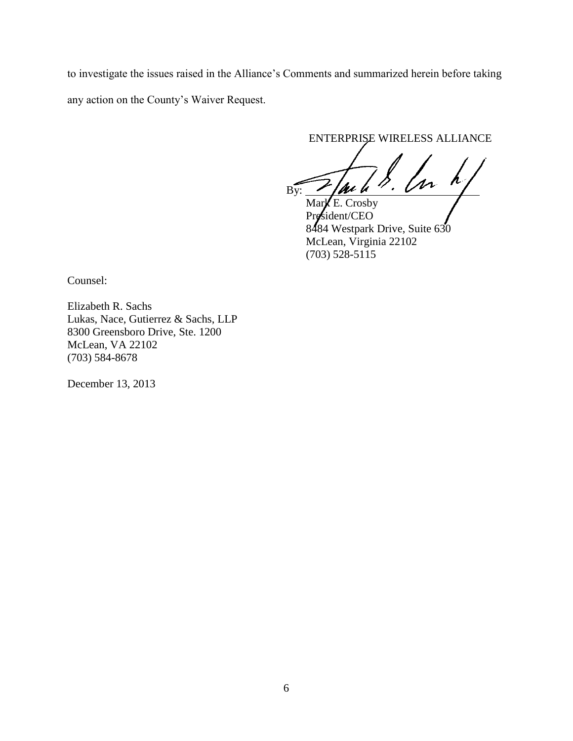to investigate the issues raised in the Alliance's Comments and summarized herein before taking any action on the County's Waiver Request.

ENTERPRISE WIRELESS ALLIANCE

By: ______________________________
Mark E. Crosby
President/CEO
8484 Westpark Drive, Suite 630
McLean, Virginia 22102
(703) 528-5115

Counsel:

Elizabeth R. Sachs
Lukas, Nace, Gutierrez & Sachs, LLP
8300 Greensboro Drive, Ste. 1200
McLean, VA 22102
(703) 584-8678

December 13, 2013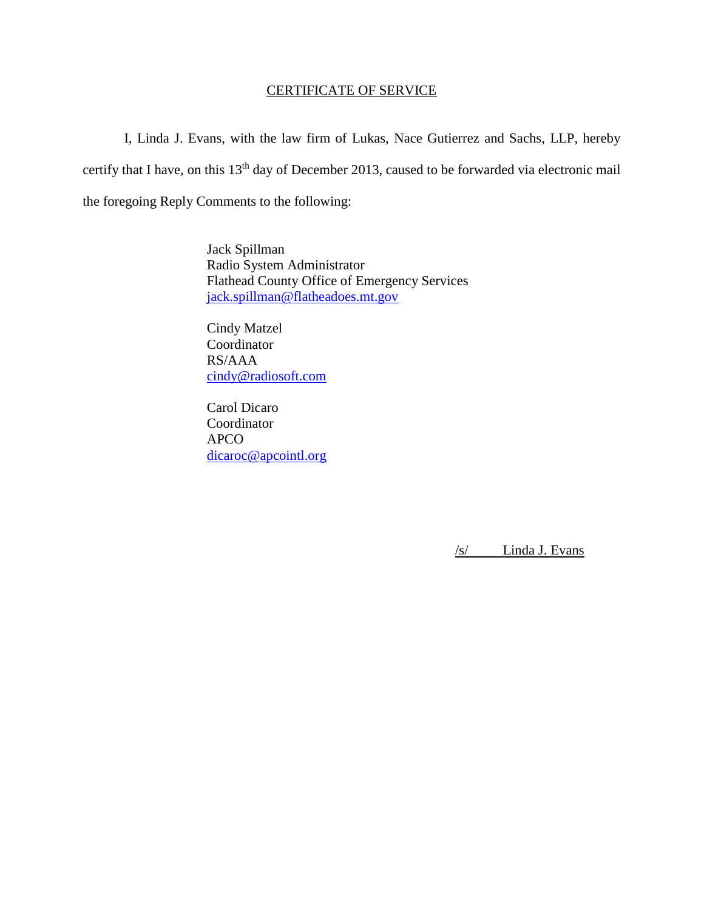<u>CERTIFICATE OF SERVICE</u>

I, Linda J. Evans, with the law firm of Lukas, Nace Gutierrez and Sachs, LLP, hereby certify that I have, on this 13th day of December 2013, caused to be forwarded via electronic mail the foregoing Reply Comments to the following:

Jack Spillman
Radio System Administrator
Flathead County Office of Emergency Services
jack.spillman@flatheadoes.mt.gov

Cindy Matzel
Coordinator
RS/AAA
cindy@radiosoft.com

Carol Dicaro
Coordinator
APCO
dicaroc@apcointl.org

/s/ Linda J. Evans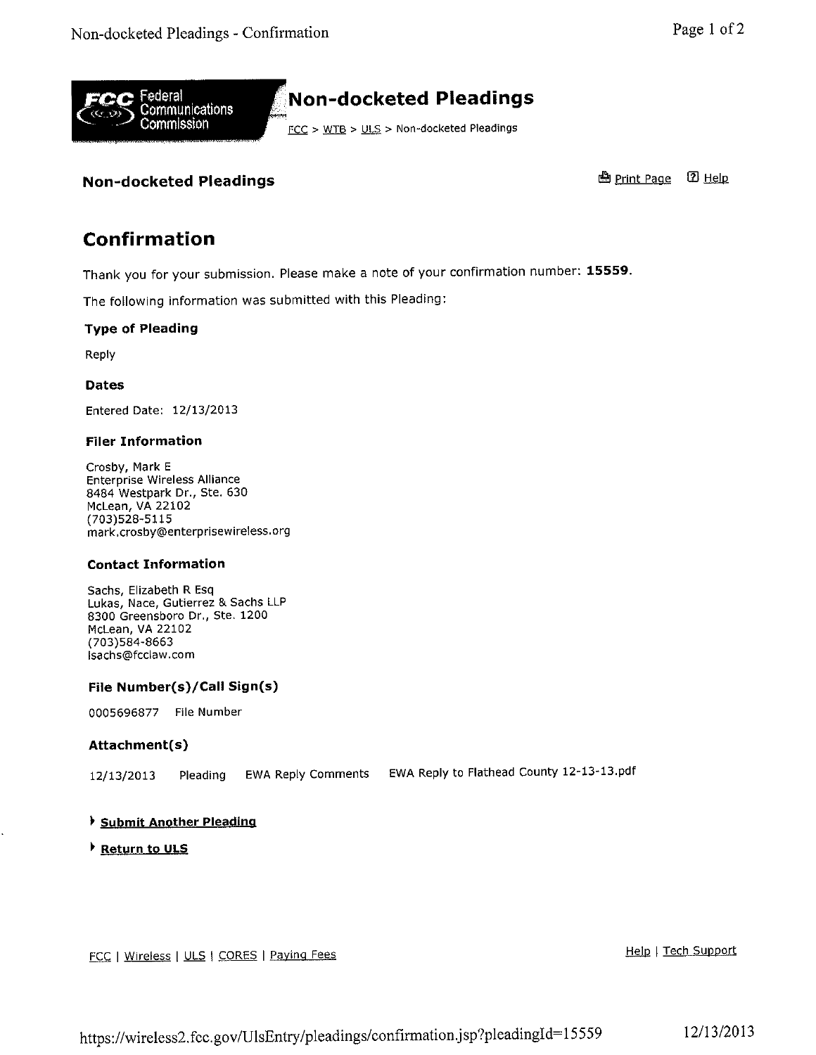# Non-docketed Pleadings

FCC > WTB > ULS > Non-docketed Pleadings

## Non-docketed Pleadings

Print Page | Help

## Confirmation

Thank you for your submission. Please make a note of your confirmation number: **15559**.

The following information was submitted with this Pleading:

### Type of Pleading

Reply

### Dates

Entered Date: 12/13/2013

### Filer Information

Crosby, Mark E
Enterprise Wireless Alliance
8484 Westpark Dr., Ste. 630
McLean, VA 22102
(703)528-5115
mark.crosby@enterprisewireless.org

### Contact Information

Sachs, Elizabeth R Esq
Lukas, Nace, Gutierrez & Sachs LLP
8300 Greensboro Dr., Ste. 1200
McLean, VA 22102
(703)584-8663
lsachs@fcclaw.com

### File Number(s)/Call Sign(s)

0005696877 File Number

### Attachment(s)

12/13/2013 Pleading EWA Reply Comments EWA Reply to Flathead County 12-13-13.pdf

- **Submit Another Pleading**
- **Return to ULS**

FCC | Wireless | ULS | CORES | Paying Fees

Help | Tech Support

https://wireless2.fcc.gov/UlsEntry/pleadings/confirmation.jsp?pleadingId=15559 12/13/2013